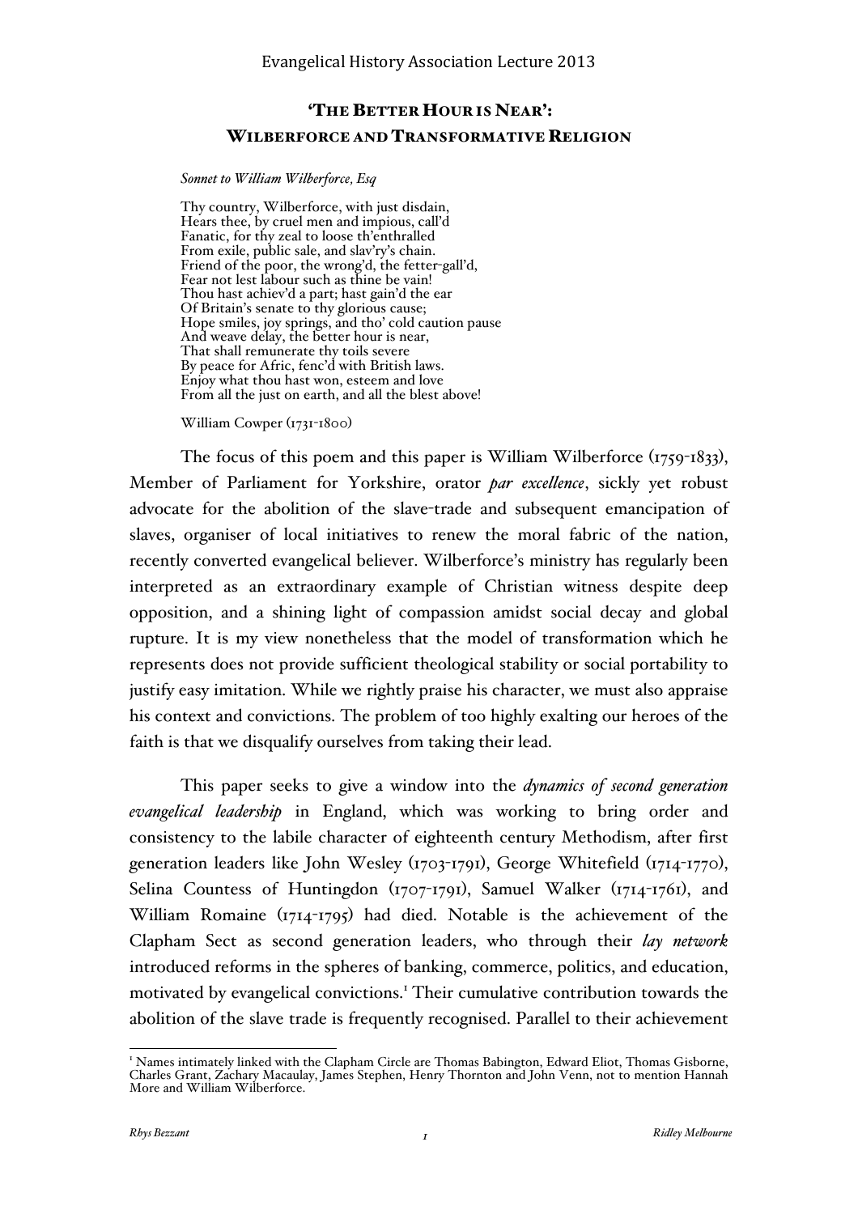# 'THE BETTER HOUR IS NEAR': WILBERFORCE AND TRANSFORMATIVE RELIGION

*Sonnet to William Wilberforce, Esq*

Thy country, Wilberforce, with just disdain,
Hears thee, by cruel men and impious, call'd
Fanatic, for thy zeal to loose th'enthralled
From exile, public sale, and slav'ry's chain.
Friend of the poor, the wrong'd, the fetter-gall'd,
Fear not lest labour such as thine be vain!
Thou hast achiev'd a part; hast gain'd the ear
Of Britain's senate to thy glorious cause;
Hope smiles, joy springs, and tho' cold caution pause
And weave delay, the better hour is near,
That shall remunerate thy toils severe
By peace for Afric, fenc'd with British laws.
Enjoy what thou hast won, esteem and love
From all the just on earth, and all the blest above!

William Cowper (1731-1800)

The focus of this poem and this paper is William Wilberforce (1759-1833), Member of Parliament for Yorkshire, orator *par excellence*, sickly yet robust advocate for the abolition of the slave-trade and subsequent emancipation of slaves, organiser of local initiatives to renew the moral fabric of the nation, recently converted evangelical believer. Wilberforce's ministry has regularly been interpreted as an extraordinary example of Christian witness despite deep opposition, and a shining light of compassion amidst social decay and global rupture. It is my view nonetheless that the model of transformation which he represents does not provide sufficient theological stability or social portability to justify easy imitation. While we rightly praise his character, we must also appraise his context and convictions. The problem of too highly exalting our heroes of the faith is that we disqualify ourselves from taking their lead.

This paper seeks to give a window into the *dynamics of second generation evangelical leadership* in England, which was working to bring order and consistency to the labile character of eighteenth century Methodism, after first generation leaders like John Wesley (1703-1791), George Whitefield (1714-1770), Selina Countess of Huntingdon (1707-1791), Samuel Walker (1714-1761), and William Romaine (1714-1795) had died. Notable is the achievement of the Clapham Sect as second generation leaders, who through their *lay network* introduced reforms in the spheres of banking, commerce, politics, and education, motivated by evangelical convictions.[1] Their cumulative contribution towards the abolition of the slave trade is frequently recognised. Parallel to their achievement

[1] Names intimately linked with the Clapham Circle are Thomas Babington, Edward Eliot, Thomas Gisborne, Charles Grant, Zachary Macaulay, James Stephen, Henry Thornton and John Venn, not to mention Hannah More and William Wilberforce.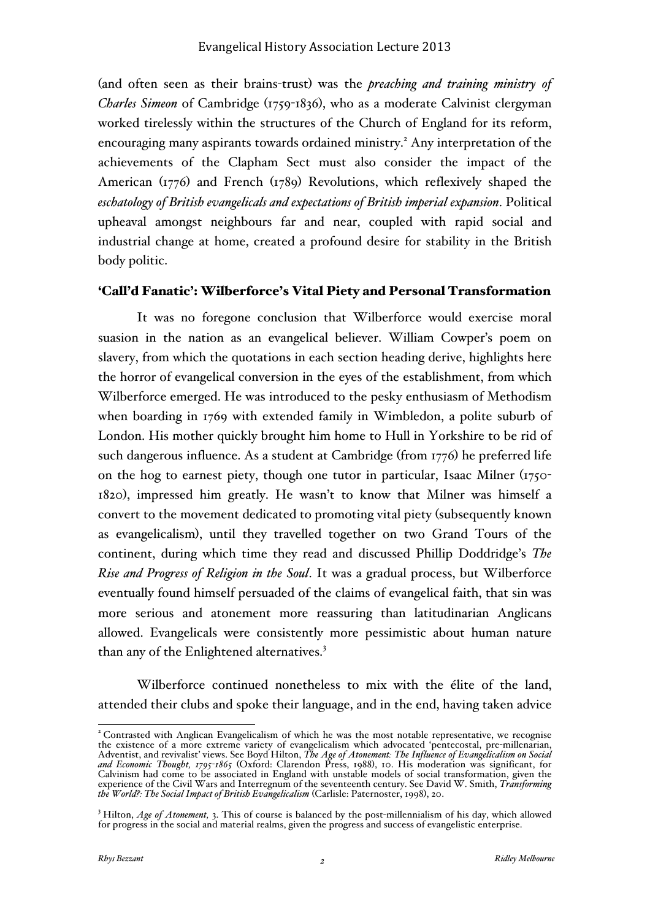(and often seen as their brains-trust) was the *preaching and training ministry of Charles Simeon* of Cambridge (1759-1836), who as a moderate Calvinist clergyman worked tirelessly within the structures of the Church of England for its reform, encouraging many aspirants towards ordained ministry.[2] Any interpretation of the achievements of the Clapham Sect must also consider the impact of the American (1776) and French (1789) Revolutions, which reflexively shaped the *eschatology of British evangelicals and expectations of British imperial expansion*. Political upheaval amongst neighbours far and near, coupled with rapid social and industrial change at home, created a profound desire for stability in the British body politic.

## 'Call'd Fanatic': Wilberforce's Vital Piety and Personal Transformation

It was no foregone conclusion that Wilberforce would exercise moral suasion in the nation as an evangelical believer. William Cowper's poem on slavery, from which the quotations in each section heading derive, highlights here the horror of evangelical conversion in the eyes of the establishment, from which Wilberforce emerged. He was introduced to the pesky enthusiasm of Methodism when boarding in 1769 with extended family in Wimbledon, a polite suburb of London. His mother quickly brought him home to Hull in Yorkshire to be rid of such dangerous influence. As a student at Cambridge (from 1776) he preferred life on the hog to earnest piety, though one tutor in particular, Isaac Milner (1750-1820), impressed him greatly. He wasn't to know that Milner was himself a convert to the movement dedicated to promoting vital piety (subsequently known as evangelicalism), until they travelled together on two Grand Tours of the continent, during which time they read and discussed Phillip Doddridge's *The Rise and Progress of Religion in the Soul*. It was a gradual process, but Wilberforce eventually found himself persuaded of the claims of evangelical faith, that sin was more serious and atonement more reassuring than latitudinarian Anglicans allowed. Evangelicals were consistently more pessimistic about human nature than any of the Enlightened alternatives.[3]

Wilberforce continued nonetheless to mix with the élite of the land, attended their clubs and spoke their language, and in the end, having taken advice

---

[2] Contrasted with Anglican Evangelicalism of which he was the most notable representative, we recognise the existence of a more extreme variety of evangelicalism which advocated 'pentecostal, pre-millenarian, Adventist, and revivalist' views. See Boyd Hilton, *The Age of Atonement: The Influence of Evangelicalism on Social and Economic Thought, 1795-1865* (Oxford: Clarendon Press, 1988), 10. His moderation was significant, for Calvinism had come to be associated in England with unstable models of social transformation, given the experience of the Civil Wars and Interregnum of the seventeenth century. See David W. Smith, *Transforming the World?: The Social Impact of British Evangelicalism* (Carlisle: Paternoster, 1998), 20.

[3] Hilton, *Age of Atonement,* 3. This of course is balanced by the post-millennialism of his day, which allowed for progress in the social and material realms, given the progress and success of evangelistic enterprise.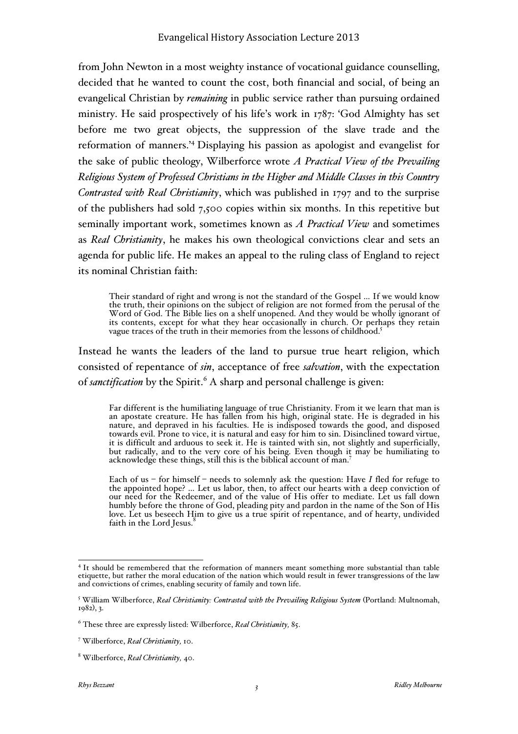from John Newton in a most weighty instance of vocational guidance counselling, decided that he wanted to count the cost, both financial and social, of being an evangelical Christian by *remaining* in public service rather than pursuing ordained ministry. He said prospectively of his life's work in 1787: 'God Almighty has set before me two great objects, the suppression of the slave trade and the reformation of manners.'[4] Displaying his passion as apologist and evangelist for the sake of public theology, Wilberforce wrote *A Practical View of the Prevailing Religious System of Professed Christians in the Higher and Middle Classes in this Country Contrasted with Real Christianity*, which was published in 1797 and to the surprise of the publishers had sold 7,500 copies within six months. In this repetitive but seminally important work, sometimes known as *A Practical View* and sometimes as *Real Christianity*, he makes his own theological convictions clear and sets an agenda for public life. He makes an appeal to the ruling class of England to reject its nominal Christian faith:

> Their standard of right and wrong is not the standard of the Gospel ... If we would know the truth, their opinions on the subject of religion are not formed from the perusal of the Word of God. The Bible lies on a shelf unopened. And they would be wholly ignorant of its contents, except for what they hear occasionally in church. Or perhaps they retain vague traces of the truth in their memories from the lessons of childhood.[5]

Instead he wants the leaders of the land to pursue true heart religion, which consisted of repentance of ***sin***, acceptance of free ***salvation***, with the expectation of ***sanctification*** by the Spirit.[6] A sharp and personal challenge is given:

> Far different is the humiliating language of true Christianity. From it we learn that man is an apostate creature. He has fallen from his high, original state. He is degraded in his nature, and depraved in his faculties. He is indisposed towards the good, and disposed towards evil. Prone to vice, it is natural and easy for him to sin. Disinclined toward virtue, it is difficult and arduous to seek it. He is tainted with sin, not slightly and superficially, but radically, and to the very core of his being. Even though it may be humiliating to acknowledge these things, still this is the biblical account of man.[7]

> Each of us – for himself – needs to solemnly ask the question: Have *I* fled for refuge to the appointed hope? ... Let us labor, then, to affect our hearts with a deep conviction of our need for the Redeemer, and of the value of His offer to mediate. Let us fall down humbly before the throne of God, pleading pity and pardon in the name of the Son of His love. Let us beseech Him to give us a true spirit of repentance, and of hearty, undivided faith in the Lord Jesus.[8]

---

[4] It should be remembered that the reformation of manners meant something more substantial than table etiquette, but rather the moral education of the nation which would result in fewer transgressions of the law and convictions of crimes, enabling security of family and town life.

[5] William Wilberforce, *Real Christianity: Contrasted with the Prevailing Religious System* (Portland: Multnomah, 1982), 3.

[6] These three are expressly listed: Wilberforce, *Real Christianity,* 85.

[7] Wilberforce, *Real Christianity,* 10.

[8] Wilberforce, *Real Christianity,* 40.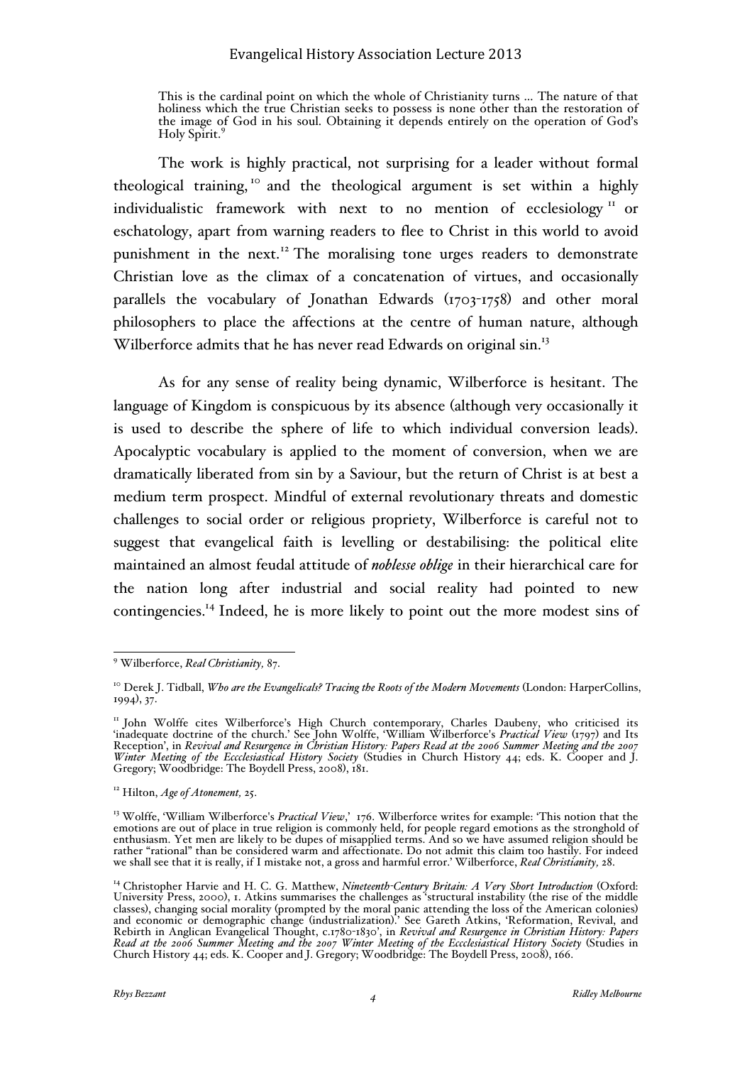> This is the cardinal point on which the whole of Christianity turns … The nature of that holiness which the true Christian seeks to possess is none other than the restoration of the image of God in his soul. Obtaining it depends entirely on the operation of God's Holy Spirit.[9]

The work is highly practical, not surprising for a leader without formal theological training,[10] and the theological argument is set within a highly individualistic framework with next to no mention of ecclesiology[11] or eschatology, apart from warning readers to flee to Christ in this world to avoid punishment in the next.[12] The moralising tone urges readers to demonstrate Christian love as the climax of a concatenation of virtues, and occasionally parallels the vocabulary of Jonathan Edwards (1703-1758) and other moral philosophers to place the affections at the centre of human nature, although Wilberforce admits that he has never read Edwards on original sin.[13]

As for any sense of reality being dynamic, Wilberforce is hesitant. The language of Kingdom is conspicuous by its absence (although very occasionally it is used to describe the sphere of life to which individual conversion leads). Apocalyptic vocabulary is applied to the moment of conversion, when we are dramatically liberated from sin by a Saviour, but the return of Christ is at best a medium term prospect. Mindful of external revolutionary threats and domestic challenges to social order or religious propriety, Wilberforce is careful not to suggest that evangelical faith is levelling or destabilising: the political elite maintained an almost feudal attitude of ***noblesse oblige*** in their hierarchical care for the nation long after industrial and social reality had pointed to new contingencies.[14] Indeed, he is more likely to point out the more modest sins of

---

[9] Wilberforce, *Real Christianity,* 87.

[10] Derek J. Tidball, *Who are the Evangelicals? Tracing the Roots of the Modern Movements* (London: HarperCollins, 1994), 37.

[11] John Wolffe cites Wilberforce's High Church contemporary, Charles Daubeny, who criticised its 'inadequate doctrine of the church.' See John Wolffe, 'William Wilberforce's *Practical View* (1797) and Its Reception', in *Revival and Resurgence in Christian History: Papers Read at the 2006 Summer Meeting and the 2007 Winter Meeting of the Eccclesiastical History Society* (Studies in Church History 44; eds. K. Cooper and J. Gregory; Woodbridge: The Boydell Press, 2008), 181.

[12] Hilton, *Age of Atonement,* 25.

[13] Wolffe, 'William Wilberforce's *Practical View*,' 176. Wilberforce writes for example: 'This notion that the emotions are out of place in true religion is commonly held, for people regard emotions as the stronghold of enthusiasm. Yet men are likely to be dupes of misapplied terms. And so we have assumed religion should be rather "rational" than be considered warm and affectionate. Do not admit this claim too hastily. For indeed we shall see that it is really, if I mistake not, a gross and harmful error.' Wilberforce, *Real Christianity,* 28.

[14] Christopher Harvie and H. C. G. Matthew, *Nineteenth-Century Britain: A Very Short Introduction* (Oxford: University Press, 2000), 1. Atkins summarises the challenges as 'structural instability (the rise of the middle classes), changing social morality (prompted by the moral panic attending the loss of the American colonies) and economic or demographic change (industrialization).' See Gareth Atkins, 'Reformation, Revival, and Rebirth in Anglican Evangelical Thought, c.1780-1830', in *Revival and Resurgence in Christian History: Papers Read at the 2006 Summer Meeting and the 2007 Winter Meeting of the Eccclesiastical History Society* (Studies in Church History 44; eds. K. Cooper and J. Gregory; Woodbridge: The Boydell Press, 2008), 166.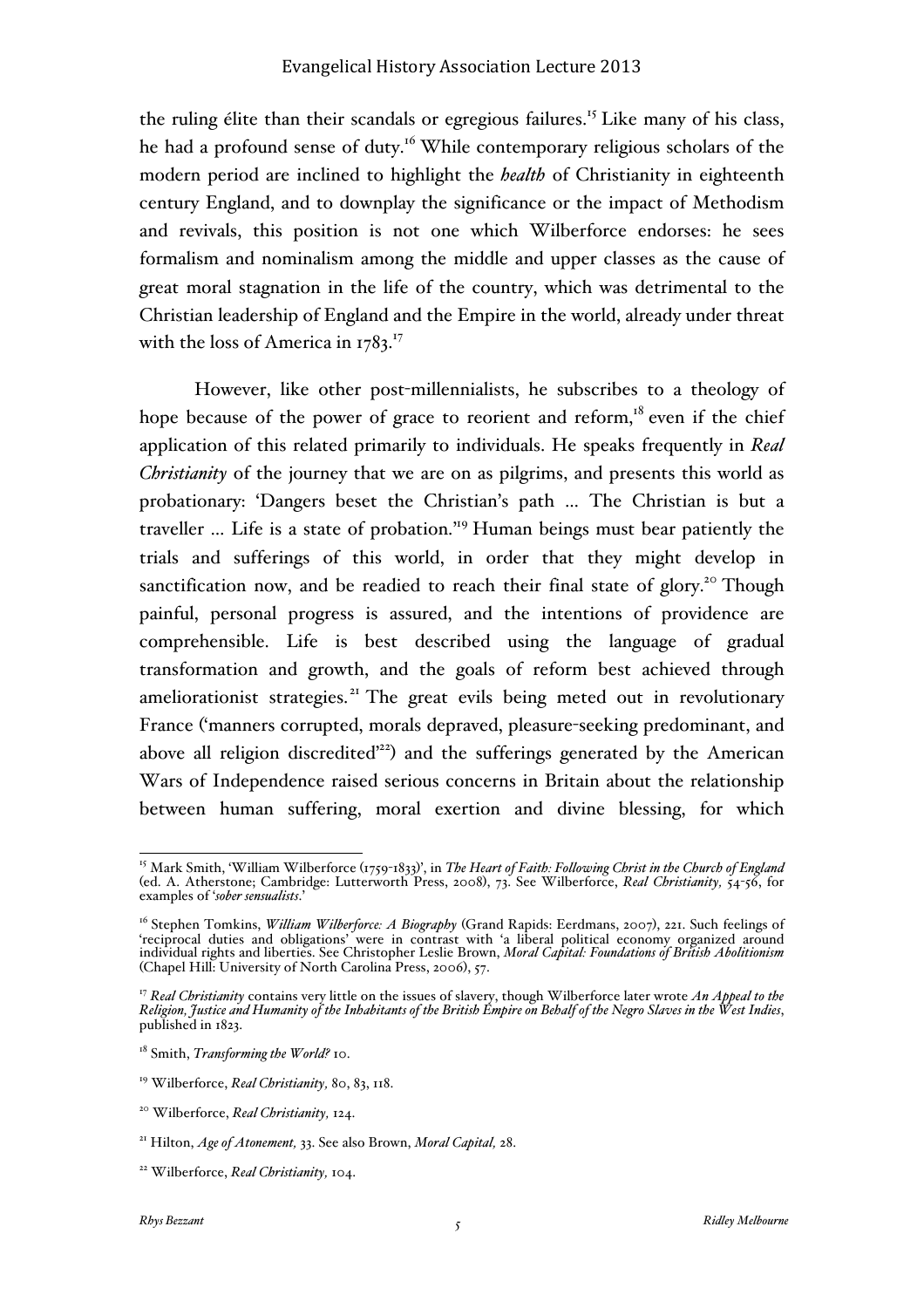the ruling élite than their scandals or egregious failures.[15] Like many of his class, he had a profound sense of duty.[16] While contemporary religious scholars of the modern period are inclined to highlight the *health* of Christianity in eighteenth century England, and to downplay the significance or the impact of Methodism and revivals, this position is not one which Wilberforce endorses: he sees formalism and nominalism among the middle and upper classes as the cause of great moral stagnation in the life of the country, which was detrimental to the Christian leadership of England and the Empire in the world, already under threat with the loss of America in 1783.[17]

However, like other post-millennialists, he subscribes to a theology of hope because of the power of grace to reorient and reform,[18] even if the chief application of this related primarily to individuals. He speaks frequently in *Real Christianity* of the journey that we are on as pilgrims, and presents this world as probationary: 'Dangers beset the Christian's path ... The Christian is but a traveller ... Life is a state of probation.'[19] Human beings must bear patiently the trials and sufferings of this world, in order that they might develop in sanctification now, and be readied to reach their final state of glory.[20] Though painful, personal progress is assured, and the intentions of providence are comprehensible. Life is best described using the language of gradual transformation and growth, and the goals of reform best achieved through ameliorationist strategies.[21] The great evils being meted out in revolutionary France ('manners corrupted, morals depraved, pleasure-seeking predominant, and above all religion discredited'[22]) and the sufferings generated by the American Wars of Independence raised serious concerns in Britain about the relationship between human suffering, moral exertion and divine blessing, for which

---

[15] Mark Smith, 'William Wilberforce (1759-1833)', in *The Heart of Faith: Following Christ in the Church of England* (ed. A. Atherstone; Cambridge: Lutterworth Press, 2008), 73. See Wilberforce, *Real Christianity,* 54-56, for examples of '*sober sensualists*.'

[16] Stephen Tomkins, *William Wilberforce: A Biography* (Grand Rapids: Eerdmans, 2007), 221. Such feelings of 'reciprocal duties and obligations' were in contrast with 'a liberal political economy organized around individual rights and liberties. See Christopher Leslie Brown, *Moral Capital: Foundations of British Abolitionism* (Chapel Hill: University of North Carolina Press, 2006), 57.

[17] *Real Christianity* contains very little on the issues of slavery, though Wilberforce later wrote *An Appeal to the Religion, Justice and Humanity of the Inhabitants of the British Empire on Behalf of the Negro Slaves in the West Indies*, published in 1823.

[18] Smith, *Transforming the World?* 10.

[19] Wilberforce, *Real Christianity,* 80, 83, 118.

[20] Wilberforce, *Real Christianity,* 124.

[21] Hilton, *Age of Atonement,* 33. See also Brown, *Moral Capital,* 28.

[22] Wilberforce, *Real Christianity,* 104.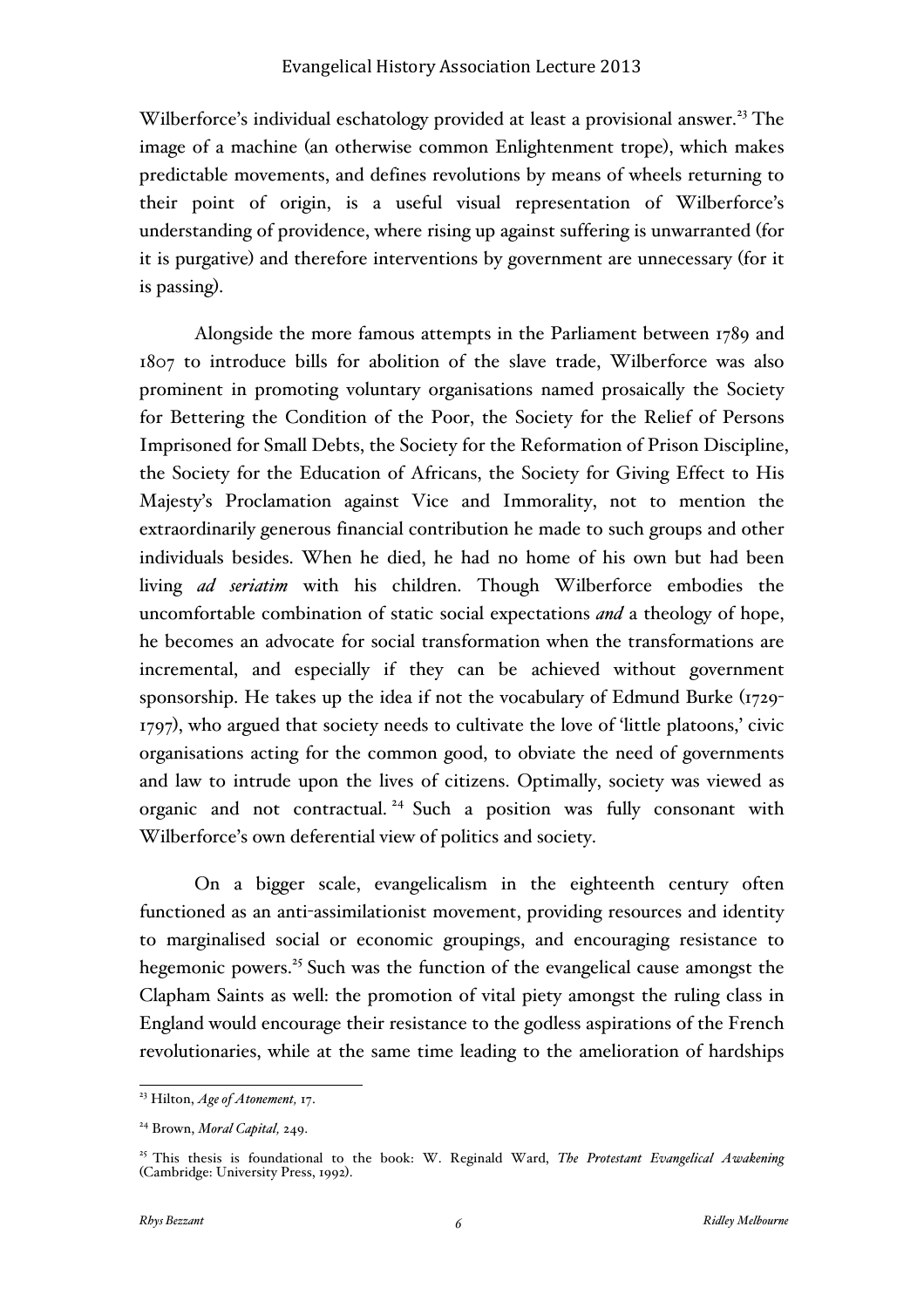Wilberforce's individual eschatology provided at least a provisional answer.[23] The image of a machine (an otherwise common Enlightenment trope), which makes predictable movements, and defines revolutions by means of wheels returning to their point of origin, is a useful visual representation of Wilberforce's understanding of providence, where rising up against suffering is unwarranted (for it is purgative) and therefore interventions by government are unnecessary (for it is passing).

Alongside the more famous attempts in the Parliament between 1789 and 1807 to introduce bills for abolition of the slave trade, Wilberforce was also prominent in promoting voluntary organisations named prosaically the Society for Bettering the Condition of the Poor, the Society for the Relief of Persons Imprisoned for Small Debts, the Society for the Reformation of Prison Discipline, the Society for the Education of Africans, the Society for Giving Effect to His Majesty's Proclamation against Vice and Immorality, not to mention the extraordinarily generous financial contribution he made to such groups and other individuals besides. When he died, he had no home of his own but had been living *ad seriatim* with his children. Though Wilberforce embodies the uncomfortable combination of static social expectations ***and*** a theology of hope, he becomes an advocate for social transformation when the transformations are incremental, and especially if they can be achieved without government sponsorship. He takes up the idea if not the vocabulary of Edmund Burke (1729-1797), who argued that society needs to cultivate the love of 'little platoons,' civic organisations acting for the common good, to obviate the need of governments and law to intrude upon the lives of citizens. Optimally, society was viewed as organic and not contractual.[24] Such a position was fully consonant with Wilberforce's own deferential view of politics and society.

On a bigger scale, evangelicalism in the eighteenth century often functioned as an anti-assimilationist movement, providing resources and identity to marginalised social or economic groupings, and encouraging resistance to hegemonic powers.[25] Such was the function of the evangelical cause amongst the Clapham Saints as well: the promotion of vital piety amongst the ruling class in England would encourage their resistance to the godless aspirations of the French revolutionaries, while at the same time leading to the amelioration of hardships

---

[23] Hilton, *Age of Atonement,* 17.

[24] Brown, *Moral Capital,* 249.

[25] This thesis is foundational to the book: W. Reginald Ward, *The Protestant Evangelical Awakening* (Cambridge: University Press, 1992).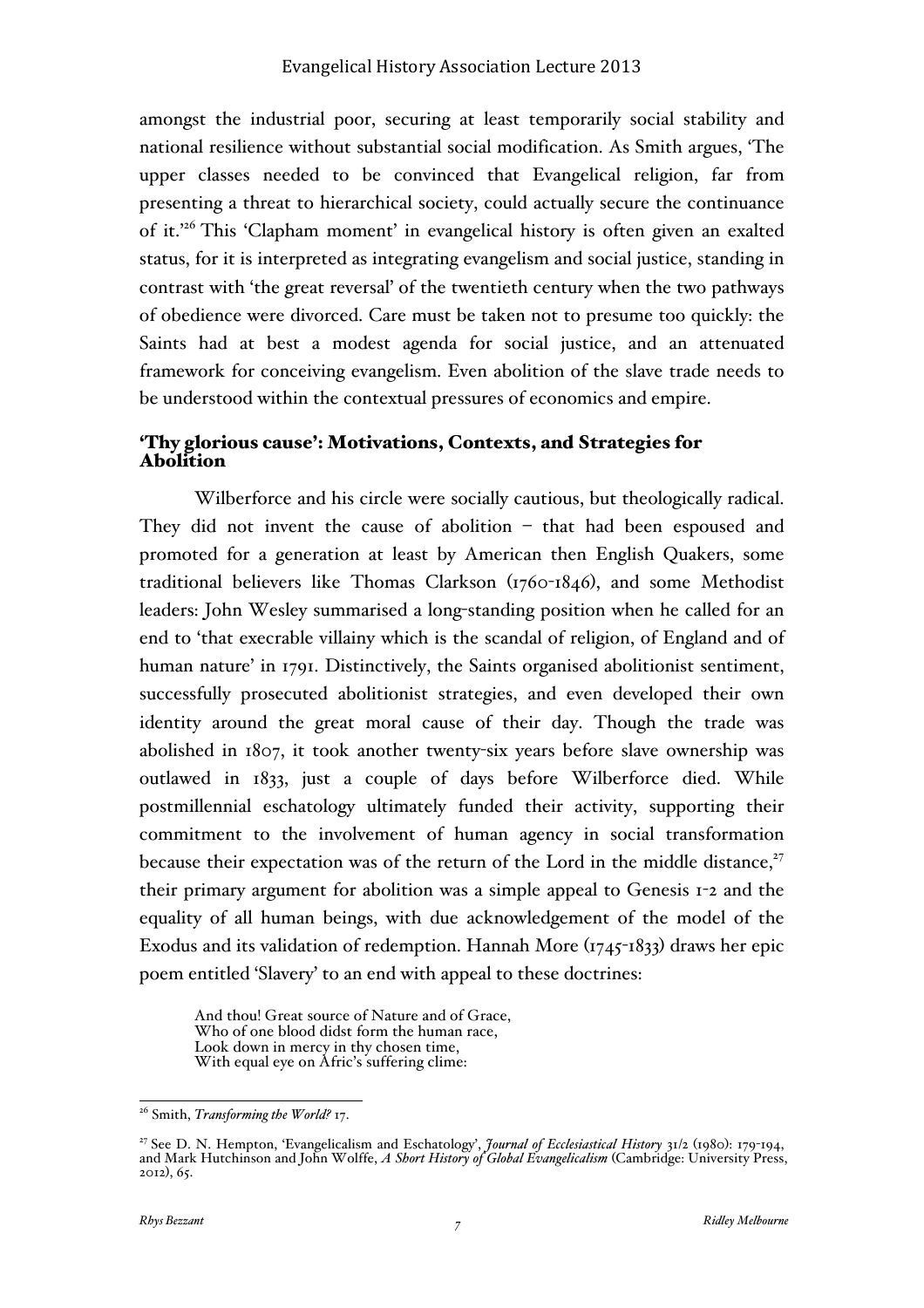amongst the industrial poor, securing at least temporarily social stability and national resilience without substantial social modification. As Smith argues, 'The upper classes needed to be convinced that Evangelical religion, far from presenting a threat to hierarchical society, could actually secure the continuance of it.'[26] This 'Clapham moment' in evangelical history is often given an exalted status, for it is interpreted as integrating evangelism and social justice, standing in contrast with 'the great reversal' of the twentieth century when the two pathways of obedience were divorced. Care must be taken not to presume too quickly: the Saints had at best a modest agenda for social justice, and an attenuated framework for conceiving evangelism. Even abolition of the slave trade needs to be understood within the contextual pressures of economics and empire.

## 'Thy glorious cause': Motivations, Contexts, and Strategies for Abolition

Wilberforce and his circle were socially cautious, but theologically radical. They did not invent the cause of abolition – that had been espoused and promoted for a generation at least by American then English Quakers, some traditional believers like Thomas Clarkson (1760-1846), and some Methodist leaders: John Wesley summarised a long-standing position when he called for an end to 'that execrable villainy which is the scandal of religion, of England and of human nature' in 1791. Distinctively, the Saints organised abolitionist sentiment, successfully prosecuted abolitionist strategies, and even developed their own identity around the great moral cause of their day. Though the trade was abolished in 1807, it took another twenty-six years before slave ownership was outlawed in 1833, just a couple of days before Wilberforce died. While postmillennial eschatology ultimately funded their activity, supporting their commitment to the involvement of human agency in social transformation because their expectation was of the return of the Lord in the middle distance,[27] their primary argument for abolition was a simple appeal to Genesis 1-2 and the equality of all human beings, with due acknowledgement of the model of the Exodus and its validation of redemption. Hannah More (1745-1833) draws her epic poem entitled 'Slavery' to an end with appeal to these doctrines:

> And thou! Great source of Nature and of Grace,
> Who of one blood didst form the human race,
> Look down in mercy in thy chosen time,
> With equal eye on Afric's suffering clime:

---

[26] Smith, *Transforming the World?* 17.

[27] See D. N. Hempton, 'Evangelicalism and Eschatology', *Journal of Ecclesiastical History* 31/2 (1980): 179-194, and Mark Hutchinson and John Wolffe, *A Short History of Global Evangelicalism* (Cambridge: University Press, 2012), 65.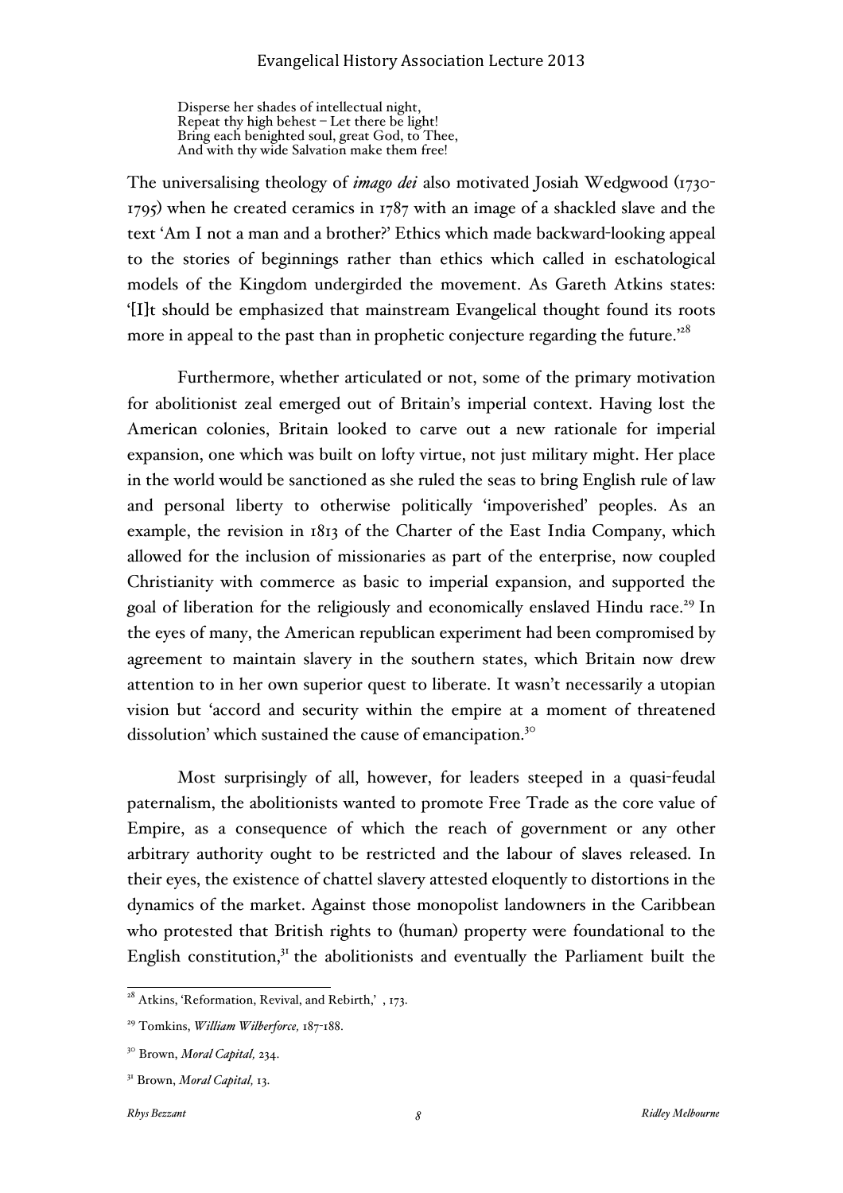Disperse her shades of intellectual night,
Repeat thy high behest – Let there be light!
Bring each benighted soul, great God, to Thee,
And with thy wide Salvation make them free!

The universalising theology of *imago dei* also motivated Josiah Wedgwood (1730-1795) when he created ceramics in 1787 with an image of a shackled slave and the text 'Am I not a man and a brother?' Ethics which made backward-looking appeal to the stories of beginnings rather than ethics which called in eschatological models of the Kingdom undergirded the movement. As Gareth Atkins states: '[I]t should be emphasized that mainstream Evangelical thought found its roots more in appeal to the past than in prophetic conjecture regarding the future.'[28]

Furthermore, whether articulated or not, some of the primary motivation for abolitionist zeal emerged out of Britain's imperial context. Having lost the American colonies, Britain looked to carve out a new rationale for imperial expansion, one which was built on lofty virtue, not just military might. Her place in the world would be sanctioned as she ruled the seas to bring English rule of law and personal liberty to otherwise politically 'impoverished' peoples. As an example, the revision in 1813 of the Charter of the East India Company, which allowed for the inclusion of missionaries as part of the enterprise, now coupled Christianity with commerce as basic to imperial expansion, and supported the goal of liberation for the religiously and economically enslaved Hindu race.[29] In the eyes of many, the American republican experiment had been compromised by agreement to maintain slavery in the southern states, which Britain now drew attention to in her own superior quest to liberate. It wasn't necessarily a utopian vision but 'accord and security within the empire at a moment of threatened dissolution' which sustained the cause of emancipation.[30]

Most surprisingly of all, however, for leaders steeped in a quasi-feudal paternalism, the abolitionists wanted to promote Free Trade as the core value of Empire, as a consequence of which the reach of government or any other arbitrary authority ought to be restricted and the labour of slaves released. In their eyes, the existence of chattel slavery attested eloquently to distortions in the dynamics of the market. Against those monopolist landowners in the Caribbean who protested that British rights to (human) property were foundational to the English constitution,[31] the abolitionists and eventually the Parliament built the

---

[28] Atkins, 'Reformation, Revival, and Rebirth,' , 173.

[29] Tomkins, *William Wilberforce,* 187-188.

[30] Brown, *Moral Capital,* 234.

[31] Brown, *Moral Capital,* 13.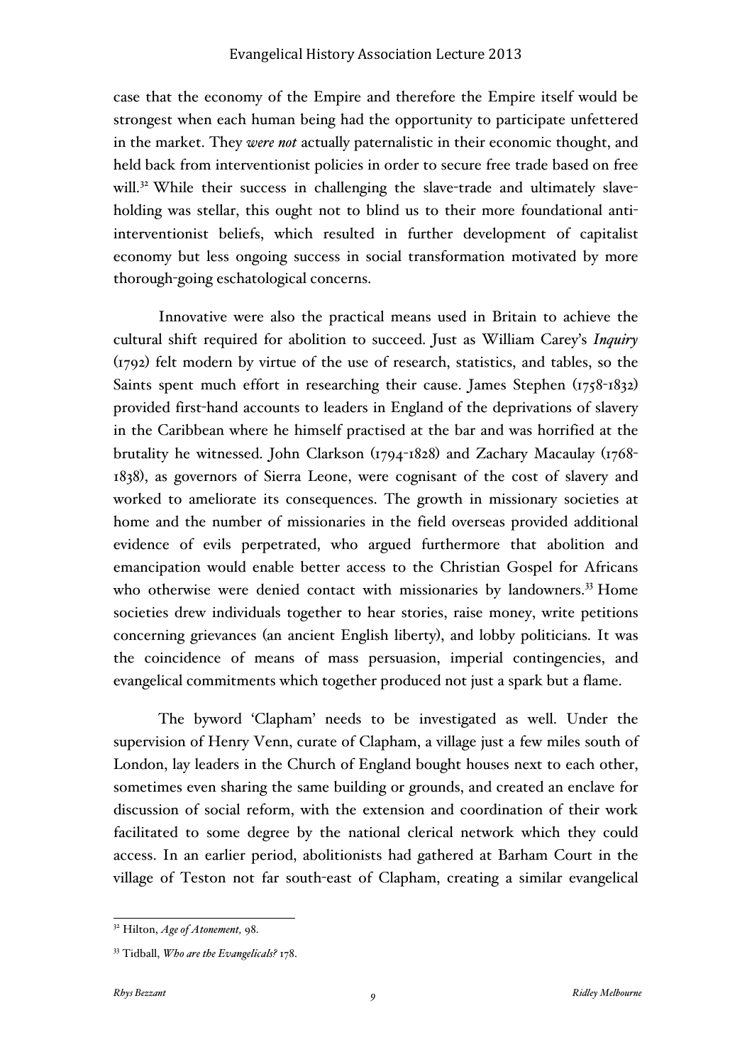case that the economy of the Empire and therefore the Empire itself would be strongest when each human being had the opportunity to participate unfettered in the market. They *were not* actually paternalistic in their economic thought, and held back from interventionist policies in order to secure free trade based on free will.[32] While their success in challenging the slave-trade and ultimately slave-holding was stellar, this ought not to blind us to their more foundational anti-interventionist beliefs, which resulted in further development of capitalist economy but less ongoing success in social transformation motivated by more thorough-going eschatological concerns.

Innovative were also the practical means used in Britain to achieve the cultural shift required for abolition to succeed. Just as William Carey's *Inquiry* (1792) felt modern by virtue of the use of research, statistics, and tables, so the Saints spent much effort in researching their cause. James Stephen (1758-1832) provided first-hand accounts to leaders in England of the deprivations of slavery in the Caribbean where he himself practised at the bar and was horrified at the brutality he witnessed. John Clarkson (1794-1828) and Zachary Macaulay (1768-1838), as governors of Sierra Leone, were cognisant of the cost of slavery and worked to ameliorate its consequences. The growth in missionary societies at home and the number of missionaries in the field overseas provided additional evidence of evils perpetrated, who argued furthermore that abolition and emancipation would enable better access to the Christian Gospel for Africans who otherwise were denied contact with missionaries by landowners.[33] Home societies drew individuals together to hear stories, raise money, write petitions concerning grievances (an ancient English liberty), and lobby politicians. It was the coincidence of means of mass persuasion, imperial contingencies, and evangelical commitments which together produced not just a spark but a flame.

The byword 'Clapham' needs to be investigated as well. Under the supervision of Henry Venn, curate of Clapham, a village just a few miles south of London, lay leaders in the Church of England bought houses next to each other, sometimes even sharing the same building or grounds, and created an enclave for discussion of social reform, with the extension and coordination of their work facilitated to some degree by the national clerical network which they could access. In an earlier period, abolitionists had gathered at Barham Court in the village of Teston not far south-east of Clapham, creating a similar evangelical

---

[32] Hilton, *Age of Atonement,* 98.

[33] Tidball, *Who are the Evangelicals?* 178.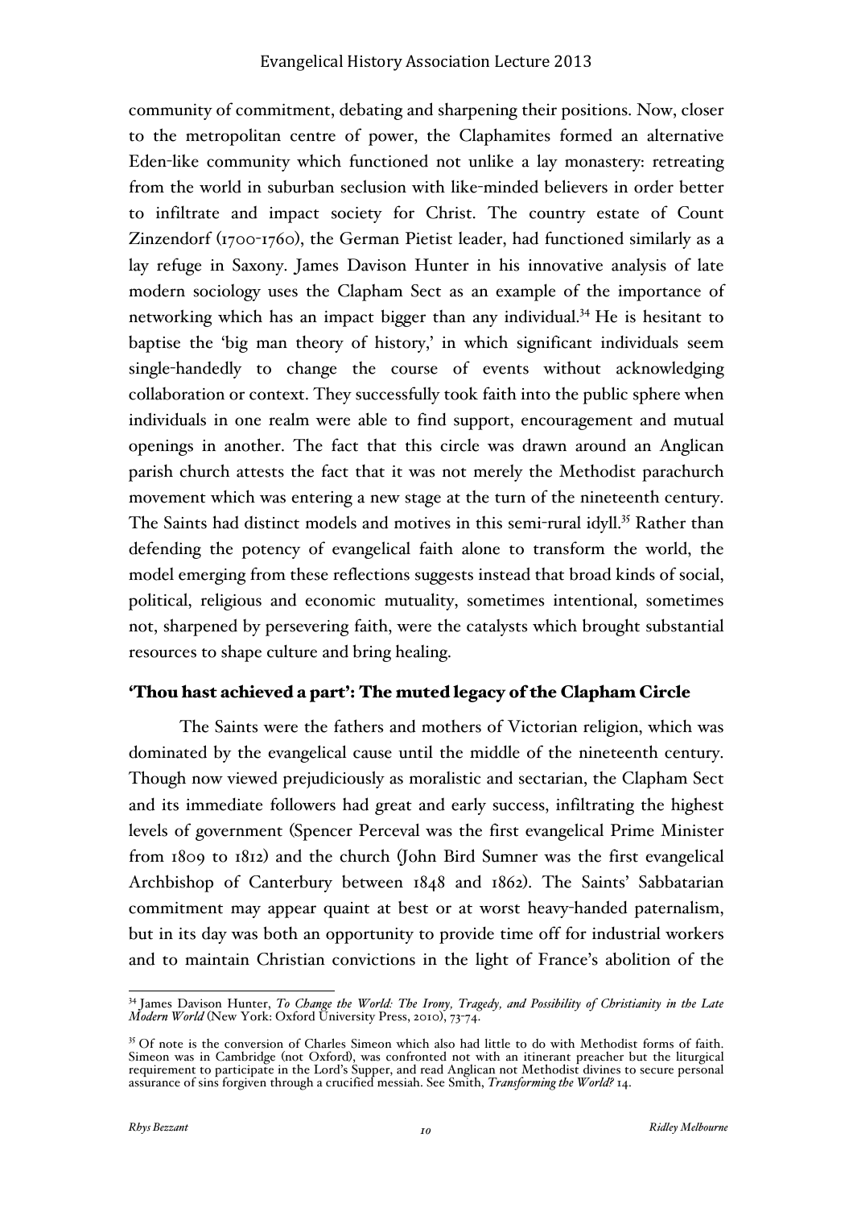community of commitment, debating and sharpening their positions. Now, closer to the metropolitan centre of power, the Claphamites formed an alternative Eden-like community which functioned not unlike a lay monastery: retreating from the world in suburban seclusion with like-minded believers in order better to infiltrate and impact society for Christ. The country estate of Count Zinzendorf (1700-1760), the German Pietist leader, had functioned similarly as a lay refuge in Saxony. James Davison Hunter in his innovative analysis of late modern sociology uses the Clapham Sect as an example of the importance of networking which has an impact bigger than any individual.[34] He is hesitant to baptise the 'big man theory of history,' in which significant individuals seem single-handedly to change the course of events without acknowledging collaboration or context. They successfully took faith into the public sphere when individuals in one realm were able to find support, encouragement and mutual openings in another. The fact that this circle was drawn around an Anglican parish church attests the fact that it was not merely the Methodist parachurch movement which was entering a new stage at the turn of the nineteenth century. The Saints had distinct models and motives in this semi-rural idyll.[35] Rather than defending the potency of evangelical faith alone to transform the world, the model emerging from these reflections suggests instead that broad kinds of social, political, religious and economic mutuality, sometimes intentional, sometimes not, sharpened by persevering faith, were the catalysts which brought substantial resources to shape culture and bring healing.

## 'Thou hast achieved a part': The muted legacy of the Clapham Circle

The Saints were the fathers and mothers of Victorian religion, which was dominated by the evangelical cause until the middle of the nineteenth century. Though now viewed prejudiciously as moralistic and sectarian, the Clapham Sect and its immediate followers had great and early success, infiltrating the highest levels of government (Spencer Perceval was the first evangelical Prime Minister from 1809 to 1812) and the church (John Bird Sumner was the first evangelical Archbishop of Canterbury between 1848 and 1862). The Saints' Sabbatarian commitment may appear quaint at best or at worst heavy-handed paternalism, but in its day was both an opportunity to provide time off for industrial workers and to maintain Christian convictions in the light of France's abolition of the

---

[34] James Davison Hunter, *To Change the World: The Irony, Tragedy, and Possibility of Christianity in the Late Modern World* (New York: Oxford University Press, 2010), 73-74.

[35] Of note is the conversion of Charles Simeon which also had little to do with Methodist forms of faith. Simeon was in Cambridge (not Oxford), was confronted not with an itinerant preacher but the liturgical requirement to participate in the Lord's Supper, and read Anglican not Methodist divines to secure personal assurance of sins forgiven through a crucified messiah. See Smith, *Transforming the World?* 14.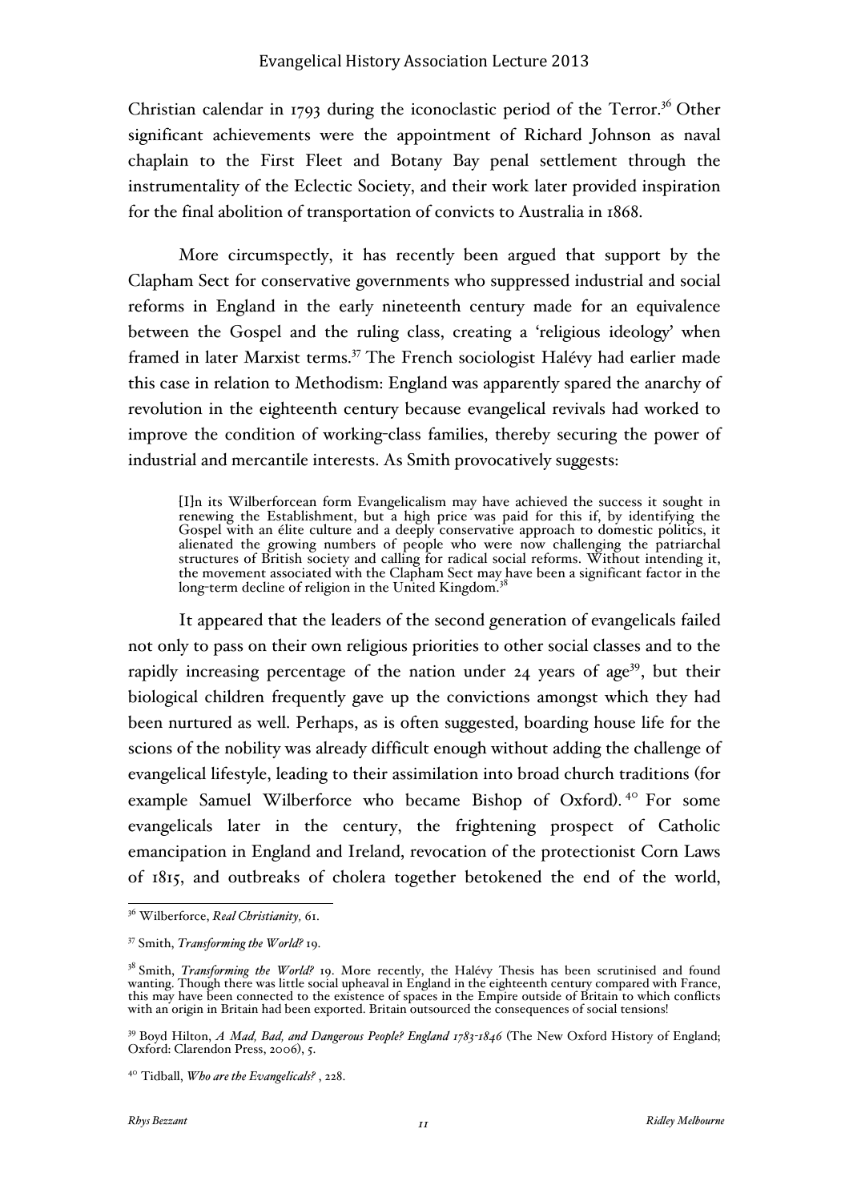Christian calendar in 1793 during the iconoclastic period of the Terror.[36] Other significant achievements were the appointment of Richard Johnson as naval chaplain to the First Fleet and Botany Bay penal settlement through the instrumentality of the Eclectic Society, and their work later provided inspiration for the final abolition of transportation of convicts to Australia in 1868.

More circumspectly, it has recently been argued that support by the Clapham Sect for conservative governments who suppressed industrial and social reforms in England in the early nineteenth century made for an equivalence between the Gospel and the ruling class, creating a 'religious ideology' when framed in later Marxist terms.[37] The French sociologist Halévy had earlier made this case in relation to Methodism: England was apparently spared the anarchy of revolution in the eighteenth century because evangelical revivals had worked to improve the condition of working-class families, thereby securing the power of industrial and mercantile interests. As Smith provocatively suggests:

> [I]n its Wilberforcean form Evangelicalism may have achieved the success it sought in renewing the Establishment, but a high price was paid for this if, by identifying the Gospel with an élite culture and a deeply conservative approach to domestic politics, it alienated the growing numbers of people who were now challenging the patriarchal structures of British society and calling for radical social reforms. Without intending it, the movement associated with the Clapham Sect may have been a significant factor in the long-term decline of religion in the United Kingdom.[38]

It appeared that the leaders of the second generation of evangelicals failed not only to pass on their own religious priorities to other social classes and to the rapidly increasing percentage of the nation under 24 years of age[39], but their biological children frequently gave up the convictions amongst which they had been nurtured as well. Perhaps, as is often suggested, boarding house life for the scions of the nobility was already difficult enough without adding the challenge of evangelical lifestyle, leading to their assimilation into broad church traditions (for example Samuel Wilberforce who became Bishop of Oxford).[40] For some evangelicals later in the century, the frightening prospect of Catholic emancipation in England and Ireland, revocation of the protectionist Corn Laws of 1815, and outbreaks of cholera together betokened the end of the world,

---

[36] Wilberforce, *Real Christianity,* 61.

[37] Smith, *Transforming the World?* 19.

[38] Smith, *Transforming the World?* 19. More recently, the Halévy Thesis has been scrutinised and found wanting. Though there was little social upheaval in England in the eighteenth century compared with France, this may have been connected to the existence of spaces in the Empire outside of Britain to which conflicts with an origin in Britain had been exported. Britain outsourced the consequences of social tensions!

[39] Boyd Hilton, *A Mad, Bad, and Dangerous People? England 1783-1846* (The New Oxford History of England; Oxford: Clarendon Press, 2006), 5.

[40] Tidball, *Who are the Evangelicals?* , 228.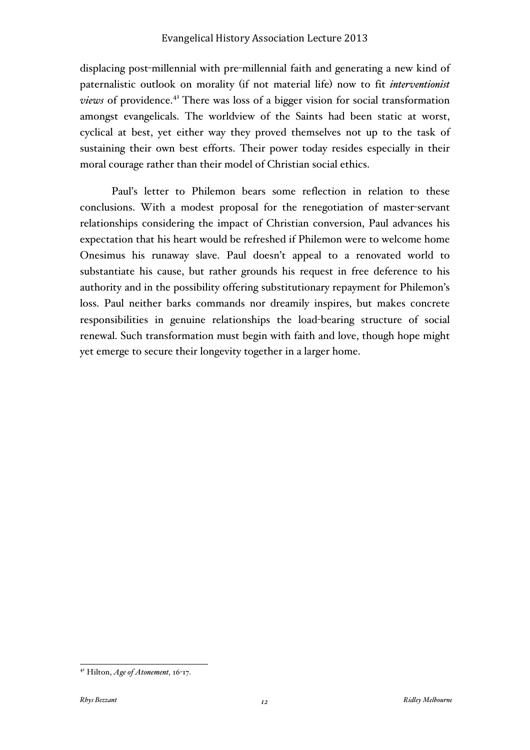displacing post-millennial with pre-millennial faith and generating a new kind of paternalistic outlook on morality (if not material life) now to fit *interventionist views* of providence.[41] There was loss of a bigger vision for social transformation amongst evangelicals. The worldview of the Saints had been static at worst, cyclical at best, yet either way they proved themselves not up to the task of sustaining their own best efforts. Their power today resides especially in their moral courage rather than their model of Christian social ethics.

Paul's letter to Philemon bears some reflection in relation to these conclusions. With a modest proposal for the renegotiation of master-servant relationships considering the impact of Christian conversion, Paul advances his expectation that his heart would be refreshed if Philemon were to welcome home Onesimus his runaway slave. Paul doesn't appeal to a renovated world to substantiate his cause, but rather grounds his request in free deference to his authority and in the possibility offering substitutionary repayment for Philemon's loss. Paul neither barks commands nor dreamily inspires, but makes concrete responsibilities in genuine relationships the load-bearing structure of social renewal. Such transformation must begin with faith and love, though hope might yet emerge to secure their longevity together in a larger home.

---

[41] Hilton, *Age of Atonement,* 16-17.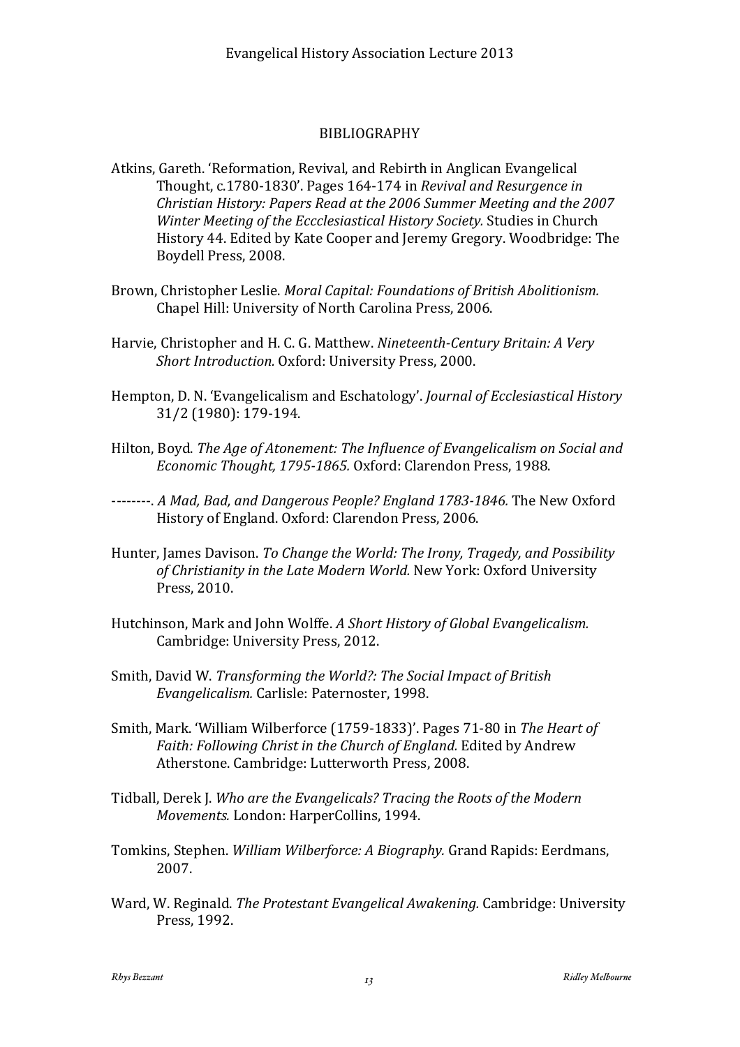## BIBLIOGRAPHY

Atkins, Gareth. 'Reformation, Revival, and Rebirth in Anglican Evangelical Thought, c.1780-1830'. Pages 164-174 in *Revival and Resurgence in Christian History: Papers Read at the 2006 Summer Meeting and the 2007 Winter Meeting of the Eccclesiastical History Society.* Studies in Church History 44. Edited by Kate Cooper and Jeremy Gregory. Woodbridge: The Boydell Press, 2008.

Brown, Christopher Leslie. *Moral Capital: Foundations of British Abolitionism.* Chapel Hill: University of North Carolina Press, 2006.

Harvie, Christopher and H. C. G. Matthew. *Nineteenth-Century Britain: A Very Short Introduction.* Oxford: University Press, 2000.

Hempton, D. N. 'Evangelicalism and Eschatology'. *Journal of Ecclesiastical History* 31/2 (1980): 179-194.

Hilton, Boyd. *The Age of Atonement: The Influence of Evangelicalism on Social and Economic Thought, 1795-1865.* Oxford: Clarendon Press, 1988.

--------. *A Mad, Bad, and Dangerous People? England 1783-1846.* The New Oxford History of England. Oxford: Clarendon Press, 2006.

Hunter, James Davison. *To Change the World: The Irony, Tragedy, and Possibility of Christianity in the Late Modern World.* New York: Oxford University Press, 2010.

Hutchinson, Mark and John Wolffe. *A Short History of Global Evangelicalism.* Cambridge: University Press, 2012.

Smith, David W. *Transforming the World?: The Social Impact of British Evangelicalism.* Carlisle: Paternoster, 1998.

Smith, Mark. 'William Wilberforce (1759-1833)'. Pages 71-80 in *The Heart of Faith: Following Christ in the Church of England.* Edited by Andrew Atherstone. Cambridge: Lutterworth Press, 2008.

Tidball, Derek J. *Who are the Evangelicals? Tracing the Roots of the Modern Movements.* London: HarperCollins, 1994.

Tomkins, Stephen. *William Wilberforce: A Biography.* Grand Rapids: Eerdmans, 2007.

Ward, W. Reginald. *The Protestant Evangelical Awakening.* Cambridge: University Press, 1992.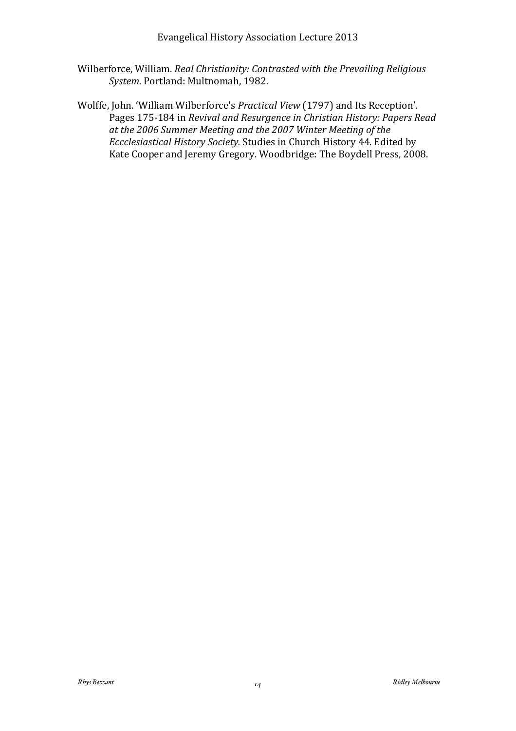Wilberforce, William. *Real Christianity: Contrasted with the Prevailing Religious System.* Portland: Multnomah, 1982.

Wolffe, John. 'William Wilberforce's *Practical View* (1797) and Its Reception'. Pages 175-184 in *Revival and Resurgence in Christian History: Papers Read at the 2006 Summer Meeting and the 2007 Winter Meeting of the Eccclesiastical History Society.* Studies in Church History 44. Edited by Kate Cooper and Jeremy Gregory. Woodbridge: The Boydell Press, 2008.